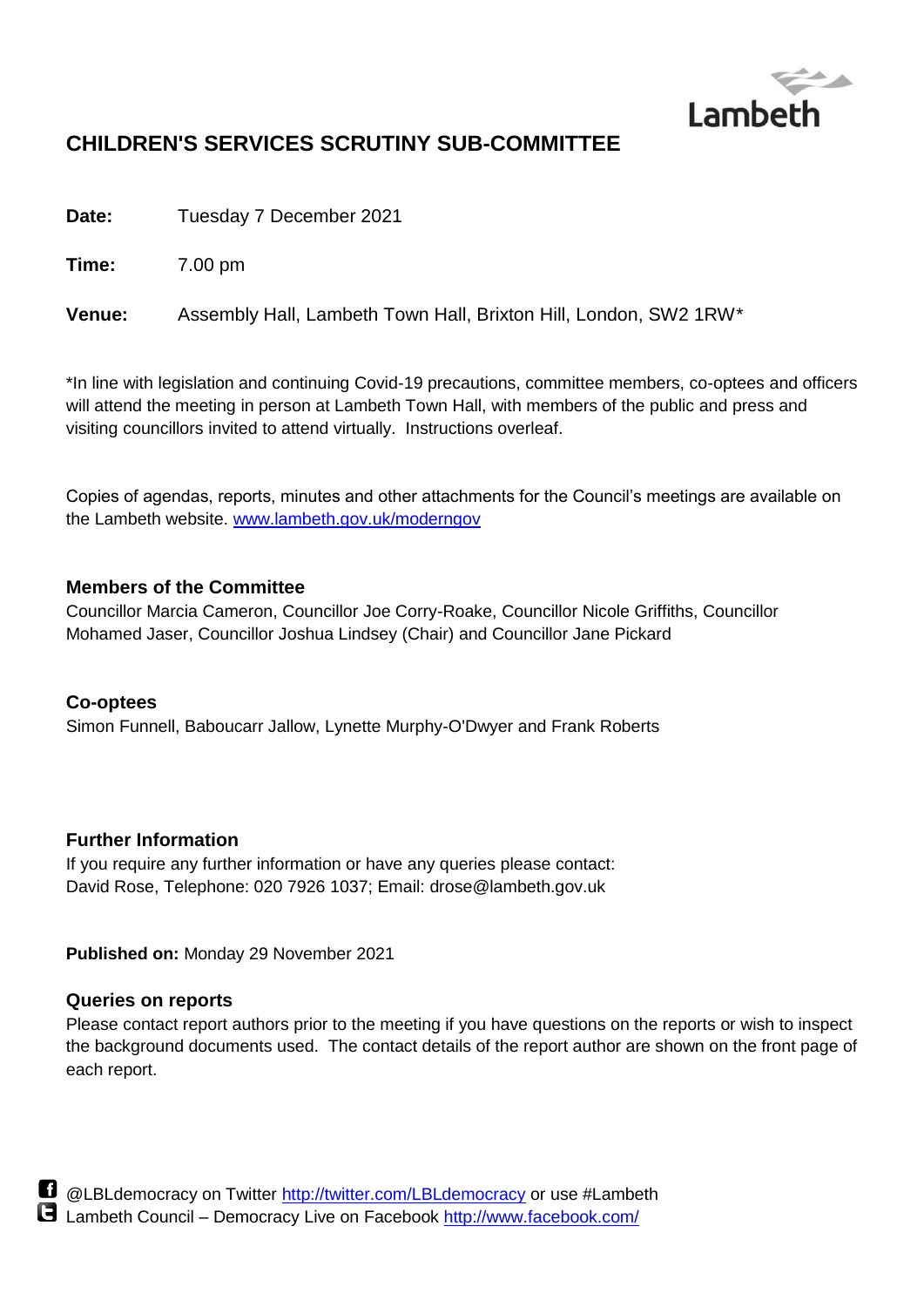Lambeth

# CHILDREN'S SERVICES SCRUTINY SUB-COMMITTEE

**Date:** Tuesday 7 December 2021

**Time:** 7.00 pm

**Venue:** Assembly Hall, Lambeth Town Hall, Brixton Hill, London, SW2 1RW*

*In line with legislation and continuing Covid-19 precautions, committee members, co-optees and officers will attend the meeting in person at Lambeth Town Hall, with members of the public and press and visiting councillors invited to attend virtually. Instructions overleaf.

Copies of agendas, reports, minutes and other attachments for the Council's meetings are available on the Lambeth website. [www.lambeth.gov.uk/moderngov](www.lambeth.gov.uk/moderngov)

### Members of the Committee

Councillor Marcia Cameron, Councillor Joe Corry-Roake, Councillor Nicole Griffiths, Councillor Mohamed Jaser, Councillor Joshua Lindsey (Chair) and Councillor Jane Pickard

### Co-optees

Simon Funnell, Baboucarr Jallow, Lynette Murphy-O'Dwyer and Frank Roberts

### Further Information

If you require any further information or have any queries please contact:
David Rose, Telephone: 020 7926 1037; Email: drose@lambeth.gov.uk

**Published on:** Monday 29 November 2021

### Queries on reports

Please contact report authors prior to the meeting if you have questions on the reports or wish to inspect the background documents used. The contact details of the report author are shown on the front page of each report.

@LBLdemocracy on Twitter [http://twitter.com/LBLdemocracy](http://twitter.com/LBLdemocracy) or use #Lambeth
Lambeth Council – Democracy Live on Facebook [http://www.facebook.com/](http://www.facebook.com/)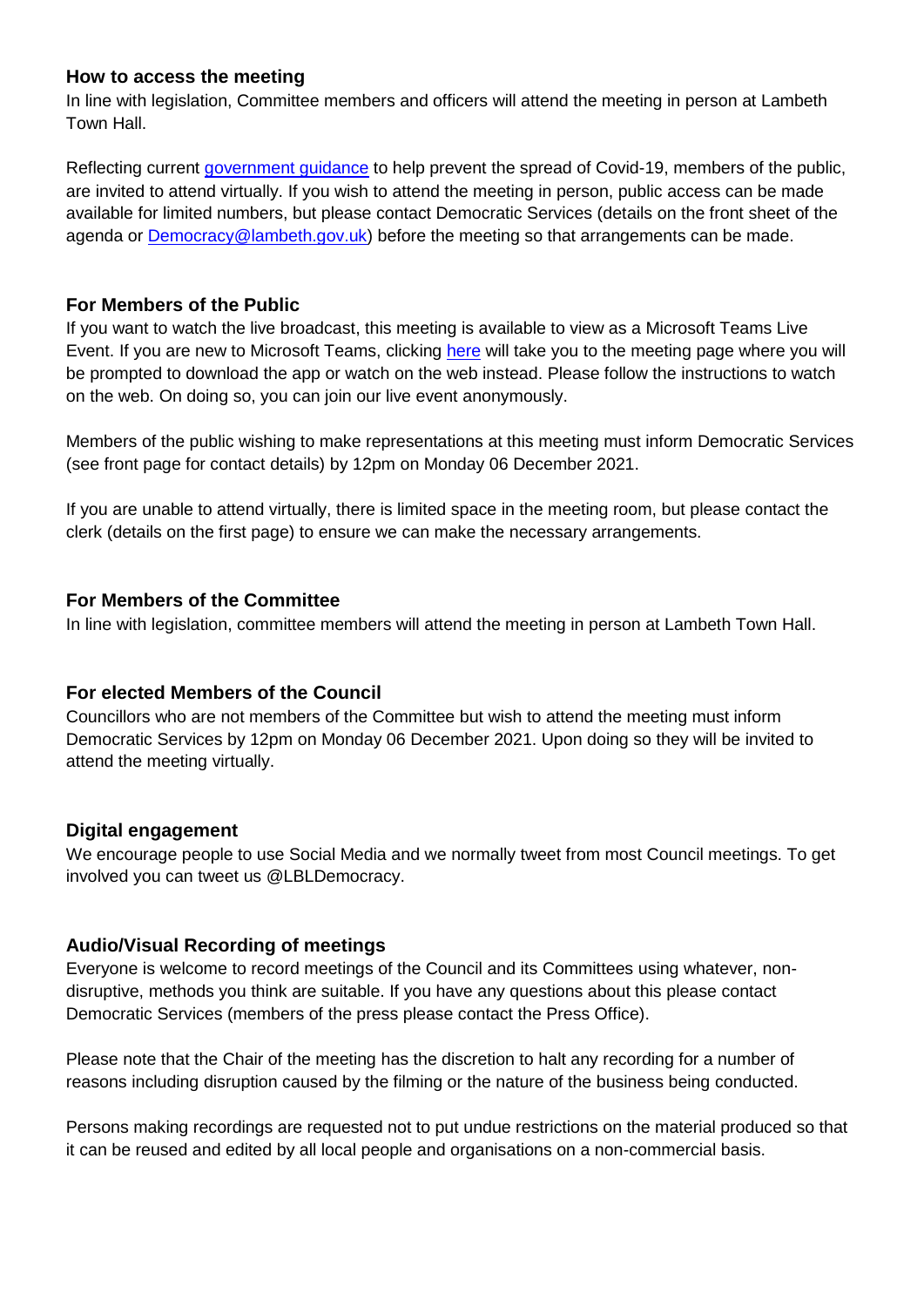### How to access the meeting

In line with legislation, Committee members and officers will attend the meeting in person at Lambeth Town Hall.

Reflecting current government guidance to help prevent the spread of Covid-19, members of the public, are invited to attend virtually. If you wish to attend the meeting in person, public access can be made available for limited numbers, but please contact Democratic Services (details on the front sheet of the agenda or Democracy@lambeth.gov.uk) before the meeting so that arrangements can be made.

### For Members of the Public

If you want to watch the live broadcast, this meeting is available to view as a Microsoft Teams Live Event. If you are new to Microsoft Teams, clicking here will take you to the meeting page where you will be prompted to download the app or watch on the web instead. Please follow the instructions to watch on the web. On doing so, you can join our live event anonymously.

Members of the public wishing to make representations at this meeting must inform Democratic Services (see front page for contact details) by 12pm on Monday 06 December 2021.

If you are unable to attend virtually, there is limited space in the meeting room, but please contact the clerk (details on the first page) to ensure we can make the necessary arrangements.

### For Members of the Committee

In line with legislation, committee members will attend the meeting in person at Lambeth Town Hall.

### For elected Members of the Council

Councillors who are not members of the Committee but wish to attend the meeting must inform Democratic Services by 12pm on Monday 06 December 2021. Upon doing so they will be invited to attend the meeting virtually.

### Digital engagement

We encourage people to use Social Media and we normally tweet from most Council meetings. To get involved you can tweet us @LBLDemocracy.

### Audio/Visual Recording of meetings

Everyone is welcome to record meetings of the Council and its Committees using whatever, non-disruptive, methods you think are suitable. If you have any questions about this please contact Democratic Services (members of the press please contact the Press Office).

Please note that the Chair of the meeting has the discretion to halt any recording for a number of reasons including disruption caused by the filming or the nature of the business being conducted.

Persons making recordings are requested not to put undue restrictions on the material produced so that it can be reused and edited by all local people and organisations on a non-commercial basis.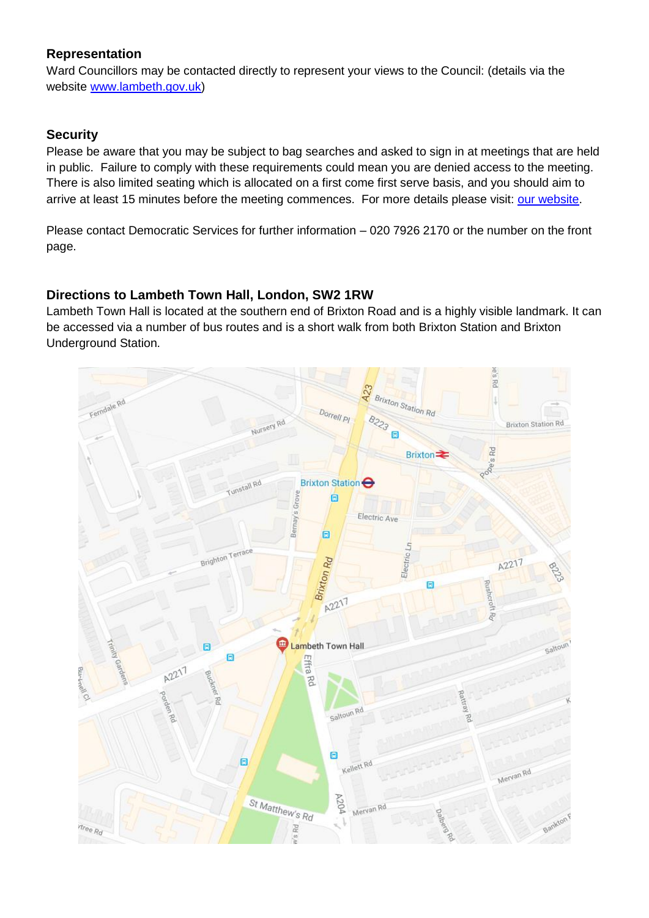### Representation

Ward Councillors may be contacted directly to represent your views to the Council: (details via the website [www.lambeth.gov.uk](http://www.lambeth.gov.uk))

### Security

Please be aware that you may be subject to bag searches and asked to sign in at meetings that are held in public. Failure to comply with these requirements could mean you are denied access to the meeting. There is also limited seating which is allocated on a first come first serve basis, and you should aim to arrive at least 15 minutes before the meeting commences. For more details please visit: [our website](#).

Please contact Democratic Services for further information – 020 7926 2170 or the number on the front page.

### Directions to Lambeth Town Hall, London, SW2 1RW

Lambeth Town Hall is located at the southern end of Brixton Road and is a highly visible landmark. It can be accessed via a number of bus routes and is a short walk from both Brixton Station and Brixton Underground Station.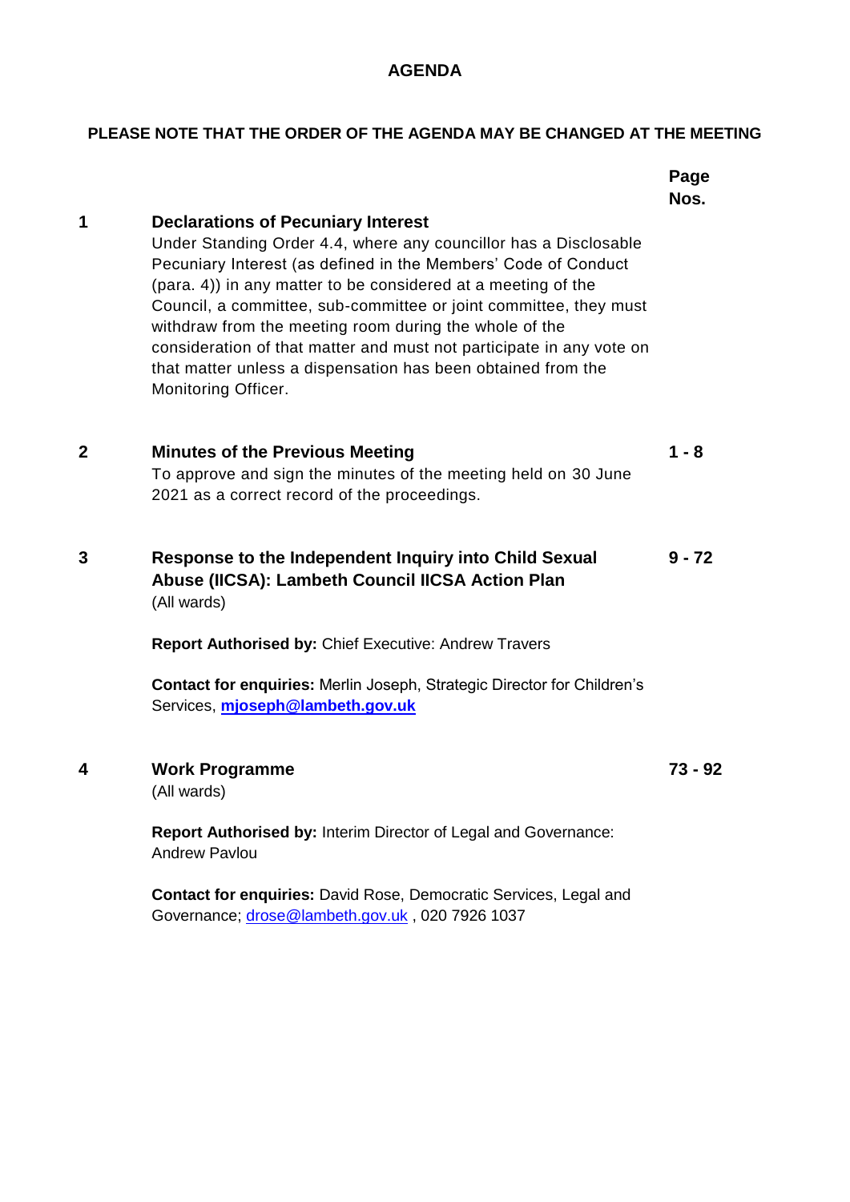# AGENDA

**PLEASE NOTE THAT THE ORDER OF THE AGENDA MAY BE CHANGED AT THE MEETING**

| | | Page Nos. |
|---|---|---|
| **1** | **Declarations of Pecuniary Interest**<br>Under Standing Order 4.4, where any councillor has a Disclosable Pecuniary Interest (as defined in the Members' Code of Conduct (para. 4)) in any matter to be considered at a meeting of the Council, a committee, sub-committee or joint committee, they must withdraw from the meeting room during the whole of the consideration of that matter and must not participate in any vote on that matter unless a dispensation has been obtained from the Monitoring Officer. | |
| **2** | **Minutes of the Previous Meeting**<br>To approve and sign the minutes of the meeting held on 30 June 2021 as a correct record of the proceedings. | **1 - 8** |
| **3** | **Response to the Independent Inquiry into Child Sexual Abuse (IICSA): Lambeth Council IICSA Action Plan**<br>(All wards)<br><br>**Report Authorised by:** Chief Executive: Andrew Travers<br><br>**Contact for enquiries:** Merlin Joseph, Strategic Director for Children's Services, **mjoseph@lambeth.gov.uk** | **9 - 72** |
| **4** | **Work Programme**<br>(All wards)<br><br>**Report Authorised by:** Interim Director of Legal and Governance: Andrew Pavlou<br><br>**Contact for enquiries:** David Rose, Democratic Services, Legal and Governance; drose@lambeth.gov.uk , 020 7926 1037 | **73 - 92** |